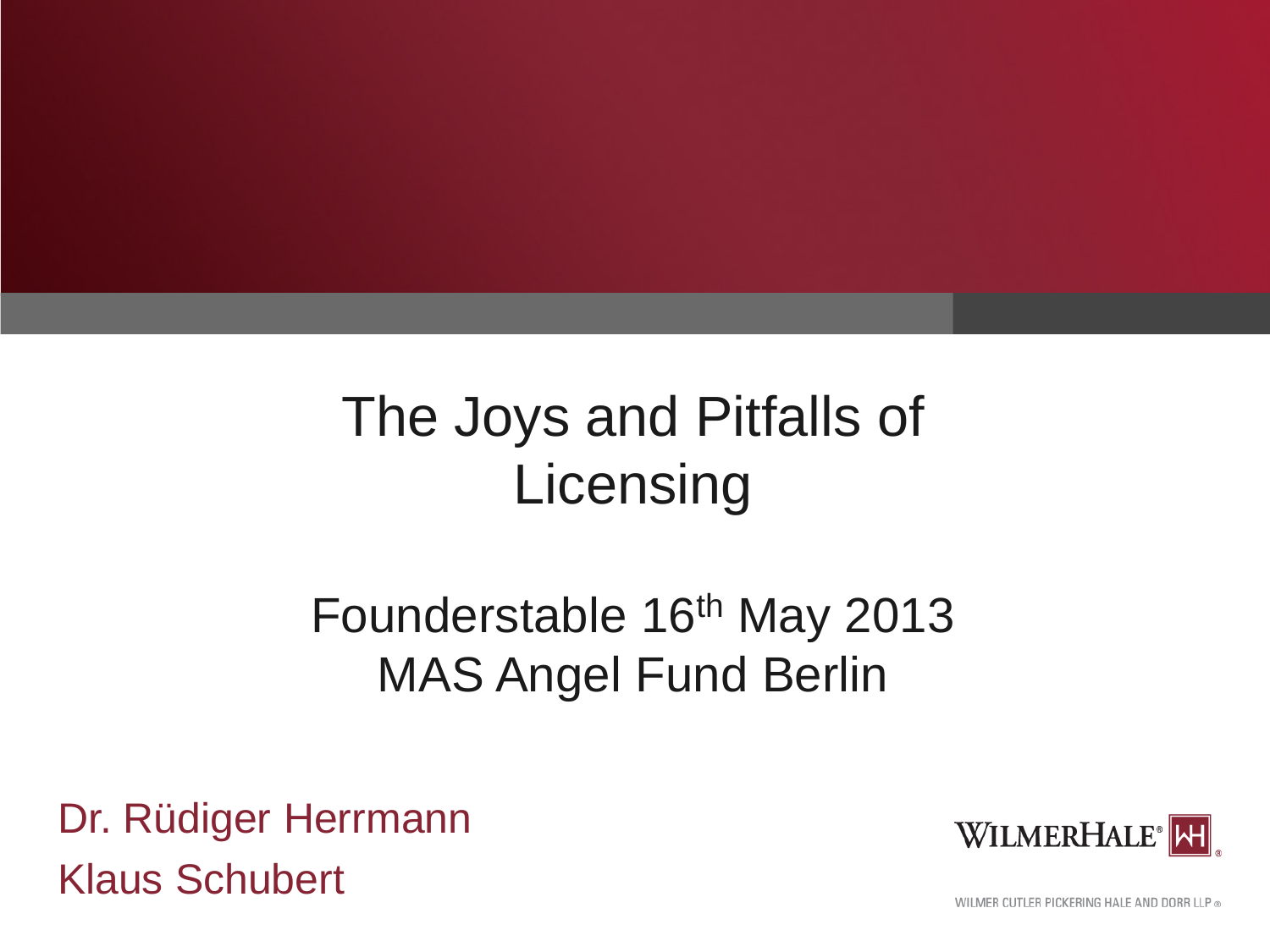# The Joys and Pitfalls of Licensing

## Founderstable 16th May 2013
## MAS Angel Fund Berlin

Dr. Rüdiger Herrmann

Klaus Schubert

WILMERHALE®

WILMER CUTLER PICKERING HALE AND DORR LLP ®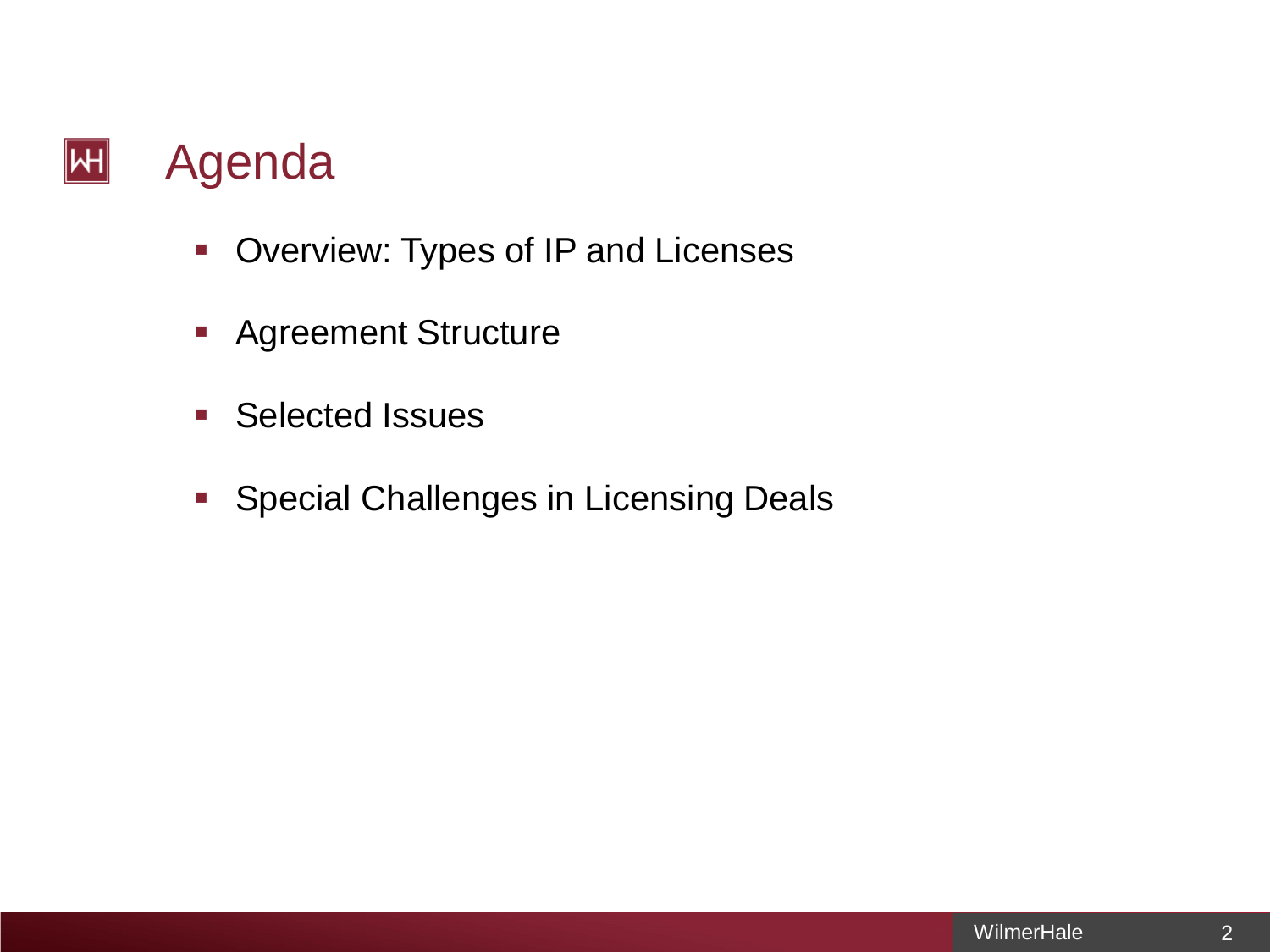# Agenda

- Overview: Types of IP and Licenses
- Agreement Structure
- Selected Issues
- Special Challenges in Licensing Deals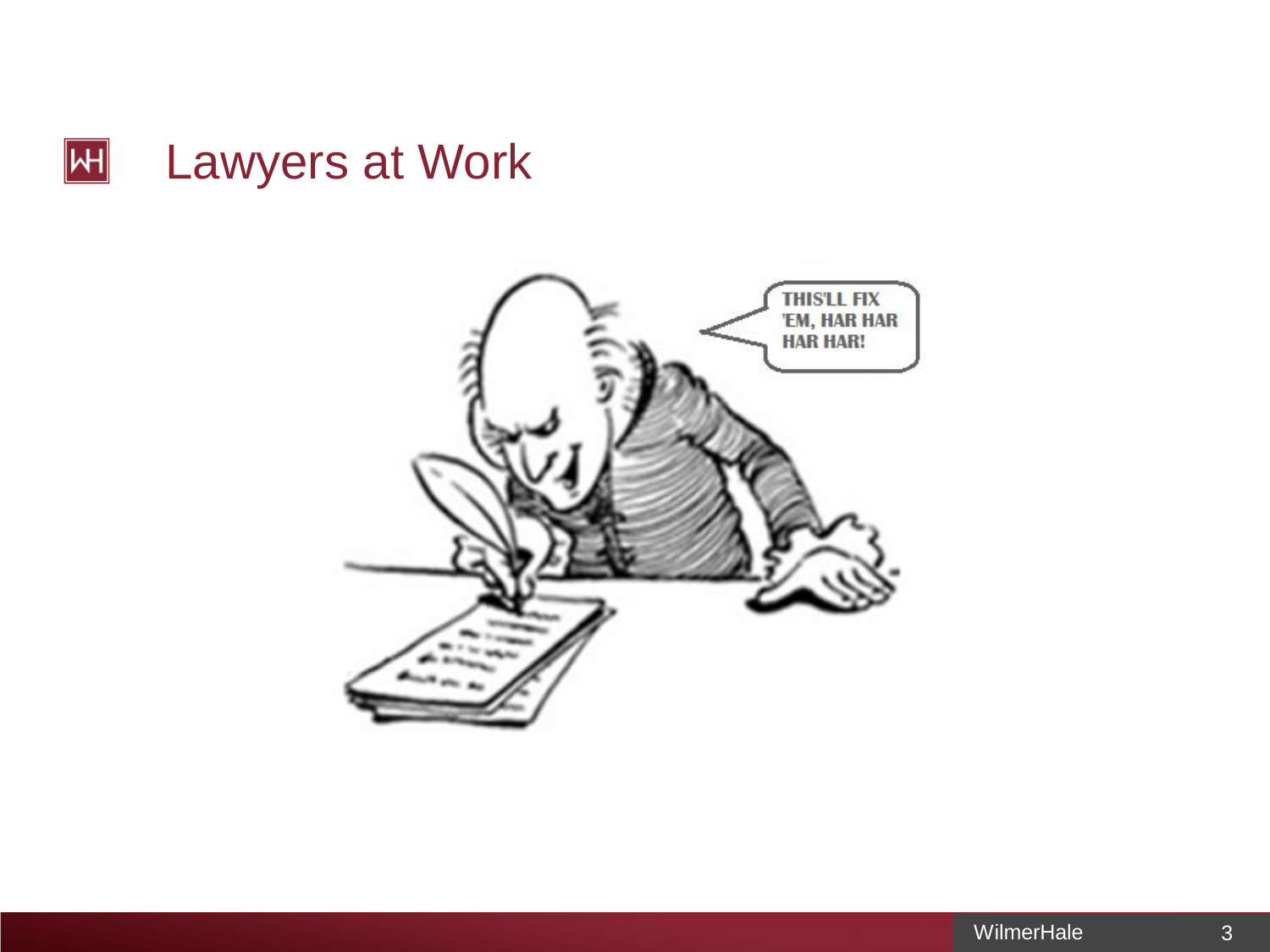# Lawyers at Work

THIS'LL FIX 'EM, HAR HAR HAR HAR!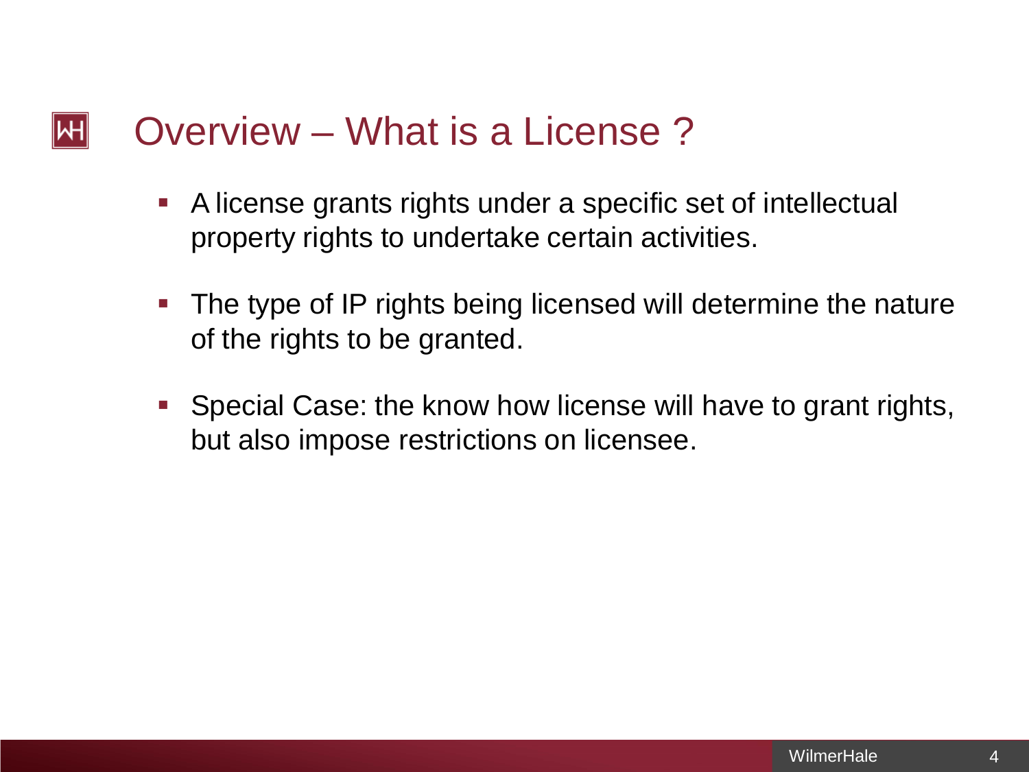# Overview – What is a License ?

- A license grants rights under a specific set of intellectual property rights to undertake certain activities.
- The type of IP rights being licensed will determine the nature of the rights to be granted.
- Special Case: the know how license will have to grant rights, but also impose restrictions on licensee.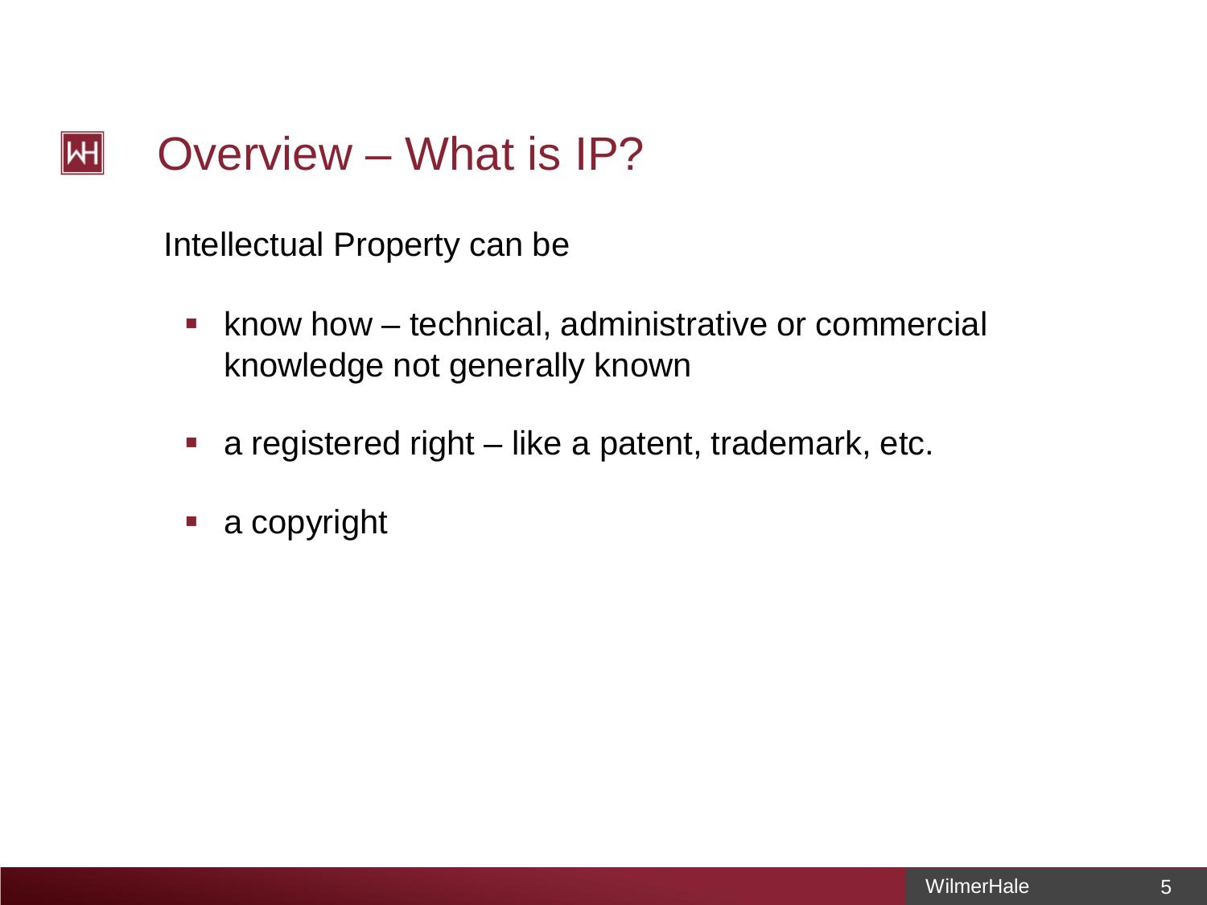# Overview – What is IP?

Intellectual Property can be

- know how – technical, administrative or commercial knowledge not generally known
- a registered right – like a patent, trademark, etc.
- a copyright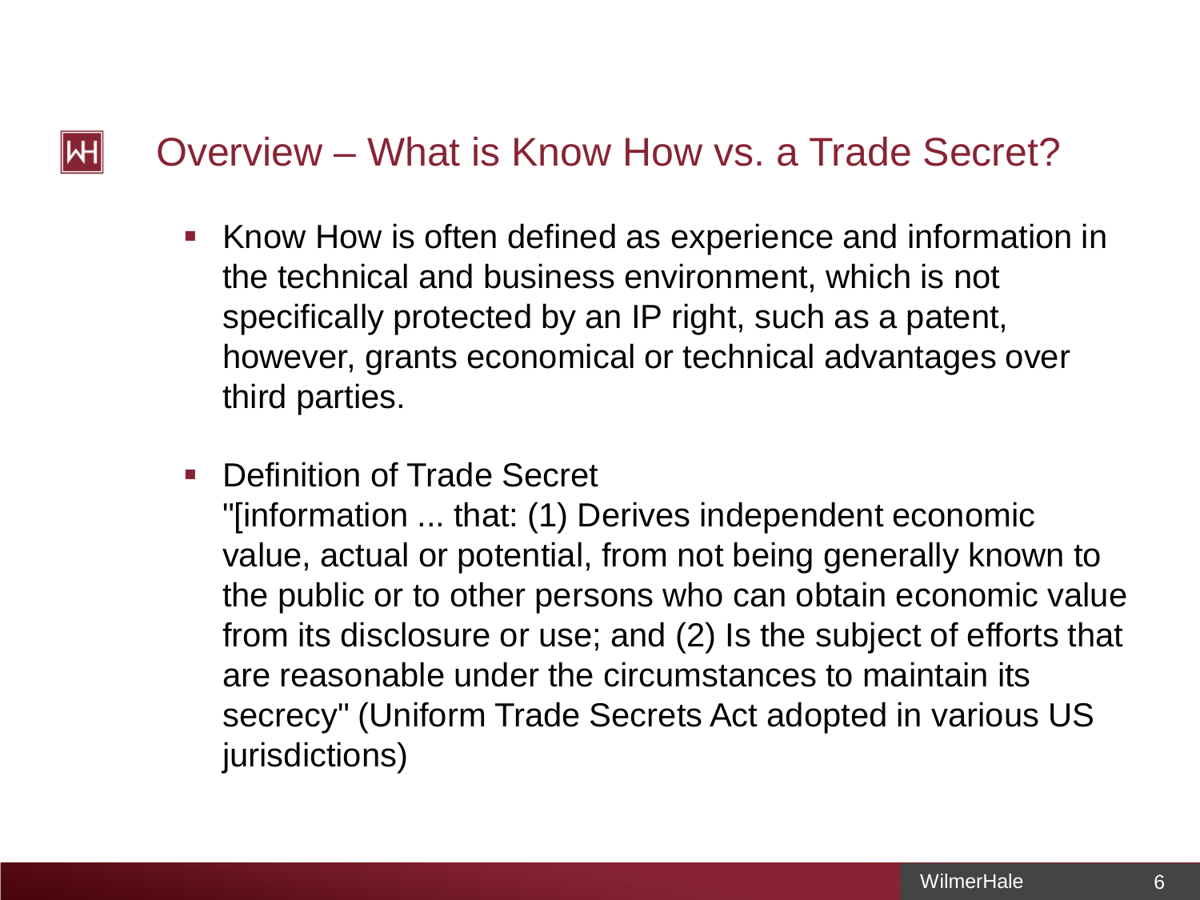# Overview – What is Know How vs. a Trade Secret?

- Know How is often defined as experience and information in the technical and business environment, which is not specifically protected by an IP right, such as a patent, however, grants economical or technical advantages over third parties.

- Definition of Trade Secret
  "[information ... that: (1) Derives independent economic value, actual or potential, from not being generally known to the public or to other persons who can obtain economic value from its disclosure or use; and (2) Is the subject of efforts that are reasonable under the circumstances to maintain its secrecy" (Uniform Trade Secrets Act adopted in various US jurisdictions)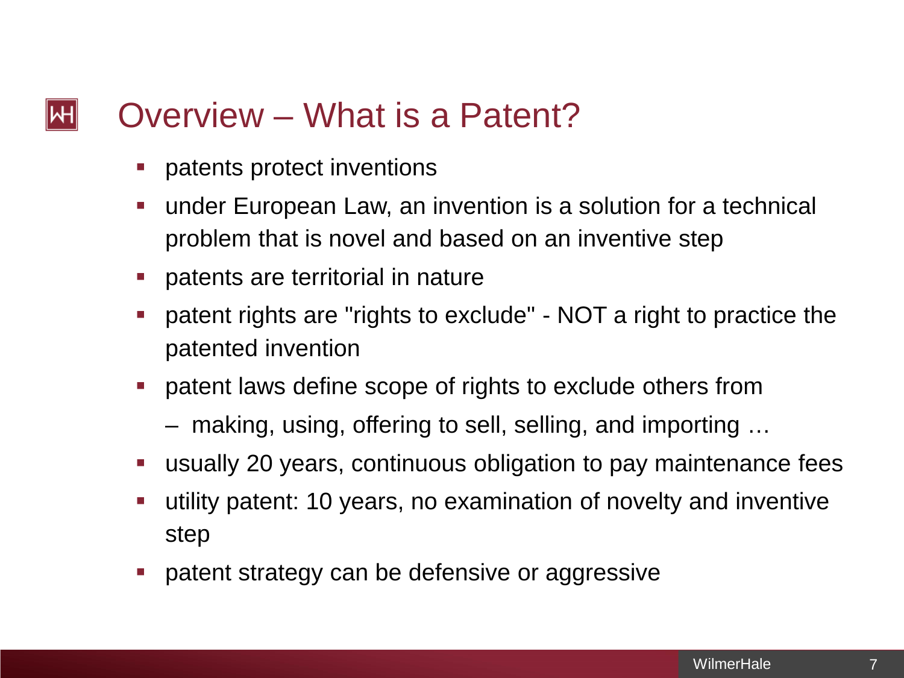# Overview – What is a Patent?

- patents protect inventions
- under European Law, an invention is a solution for a technical problem that is novel and based on an inventive step
- patents are territorial in nature
- patent rights are "rights to exclude" - NOT a right to practice the patented invention
- patent laws define scope of rights to exclude others from
  - making, using, offering to sell, selling, and importing …
- usually 20 years, continuous obligation to pay maintenance fees
- utility patent: 10 years, no examination of novelty and inventive step
- patent strategy can be defensive or aggressive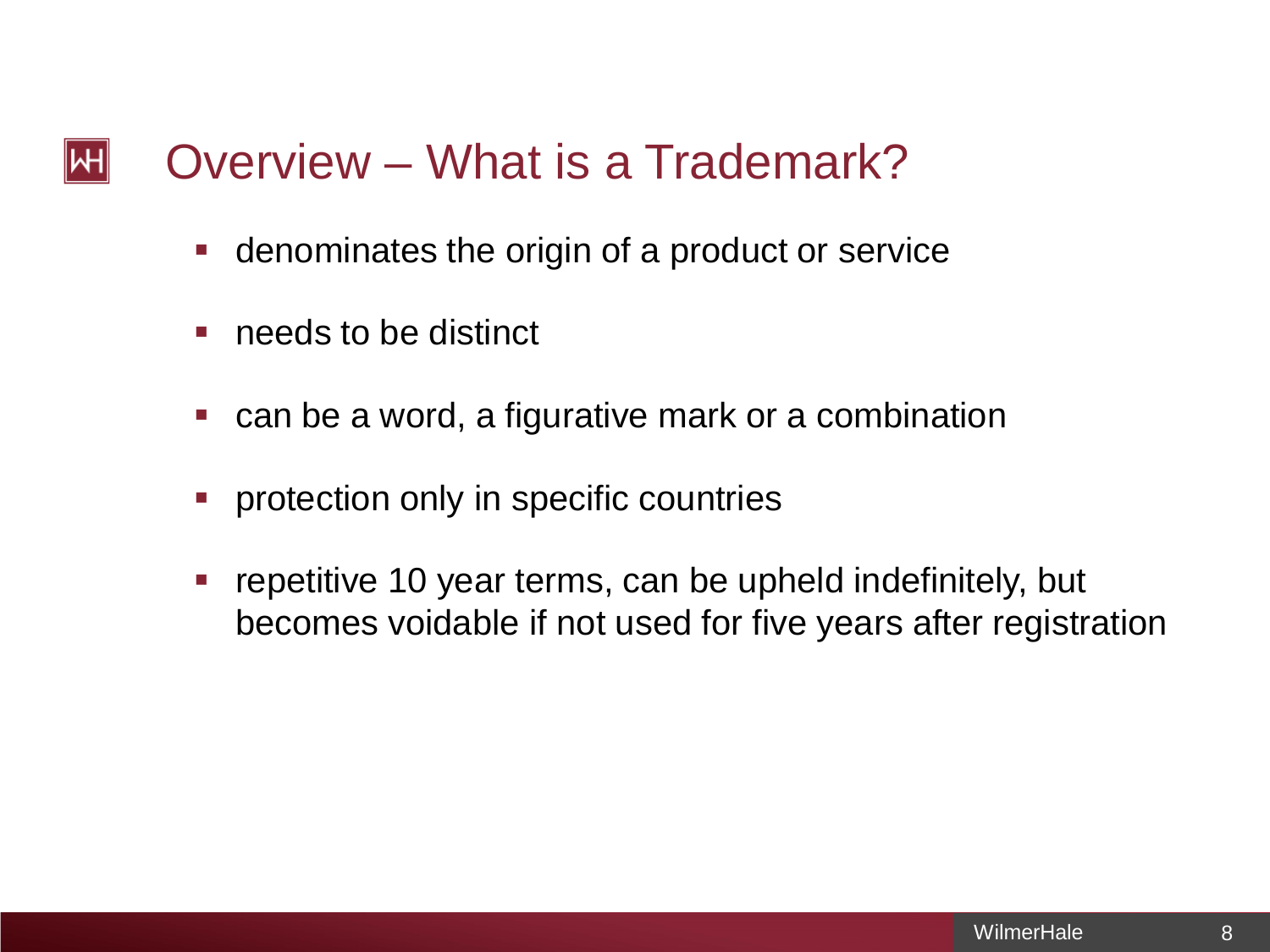# Overview – What is a Trademark?

- denominates the origin of a product or service
- needs to be distinct
- can be a word, a figurative mark or a combination
- protection only in specific countries
- repetitive 10 year terms, can be upheld indefinitely, but becomes voidable if not used for five years after registration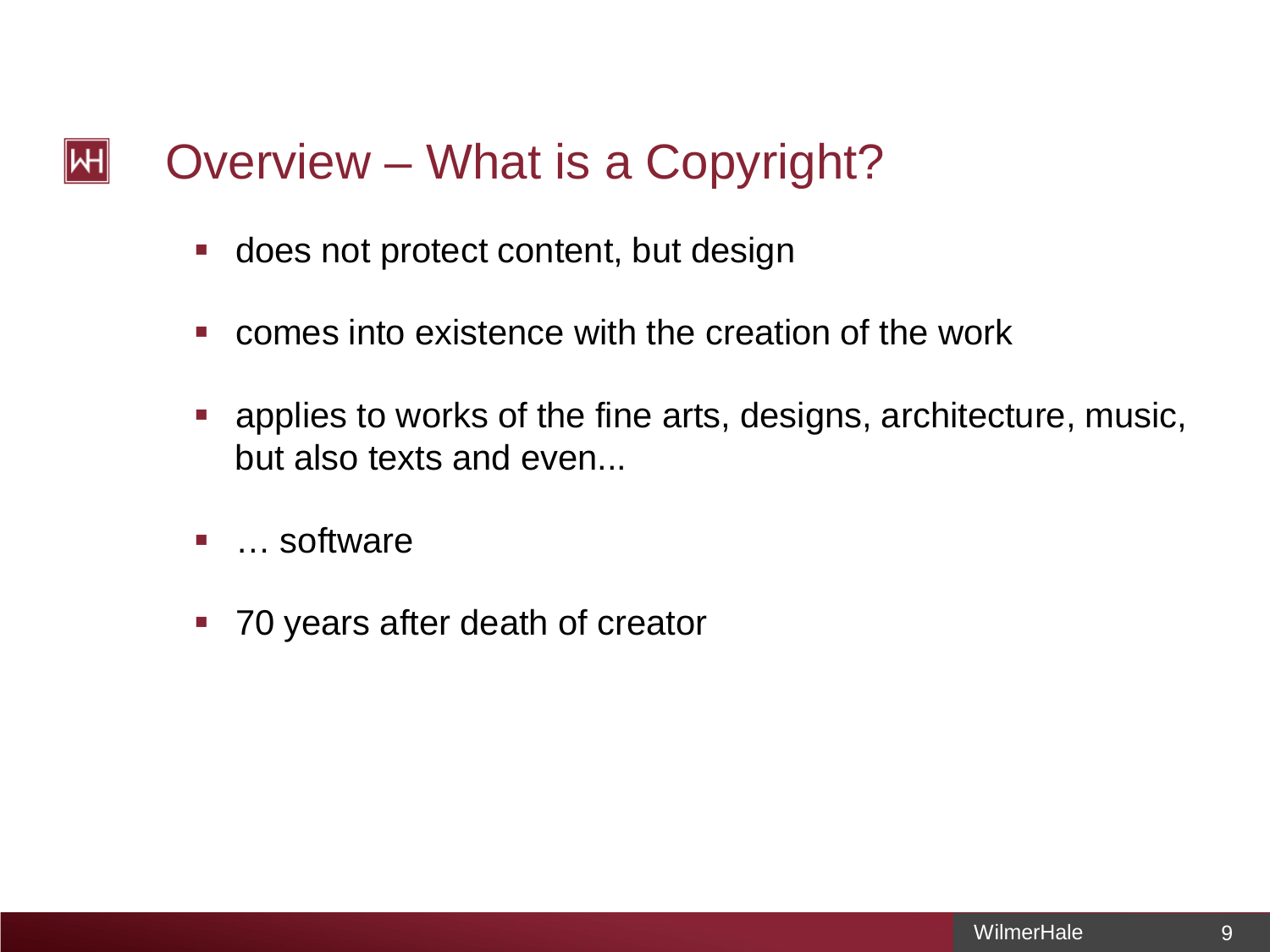# Overview – What is a Copyright?

- does not protect content, but design
- comes into existence with the creation of the work
- applies to works of the fine arts, designs, architecture, music, but also texts and even...
- … software
- 70 years after death of creator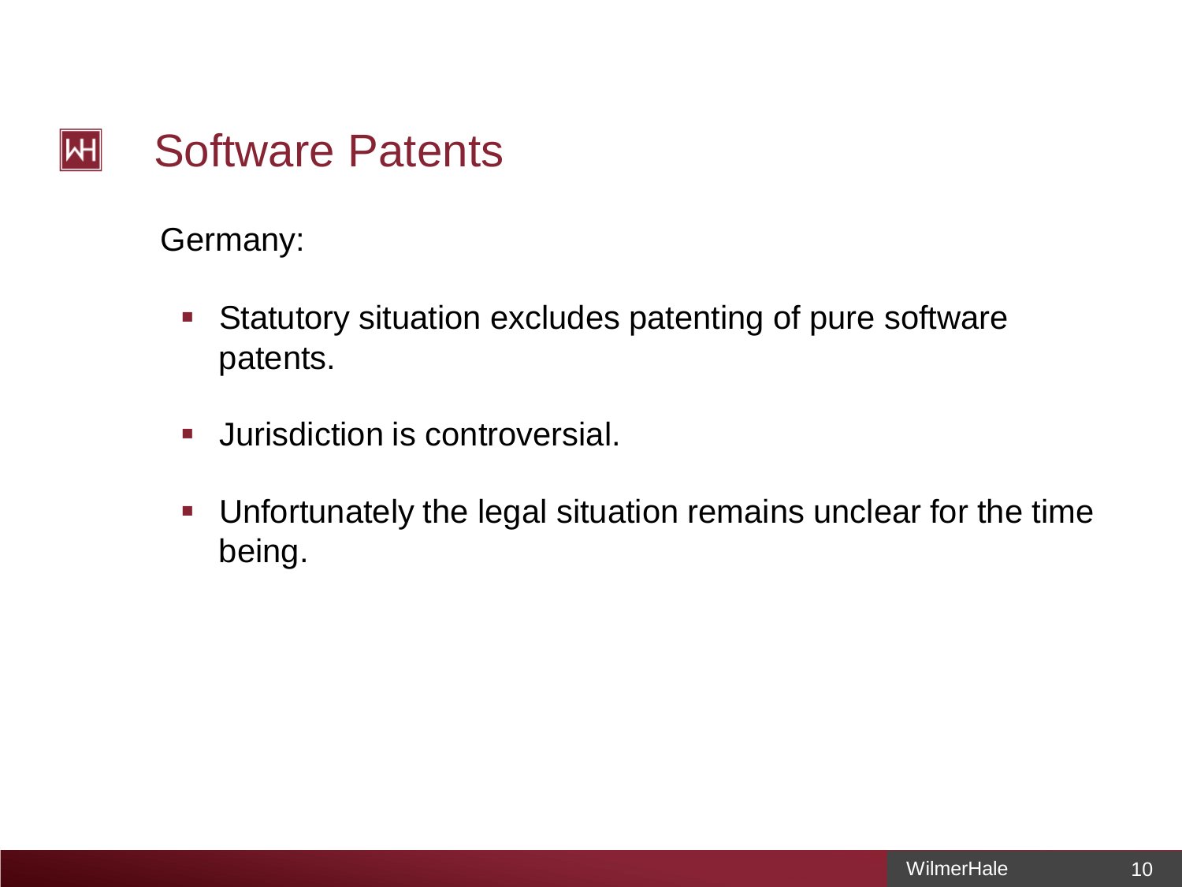# Software Patents

Germany:

- Statutory situation excludes patenting of pure software patents.
- Jurisdiction is controversial.
- Unfortunately the legal situation remains unclear for the time being.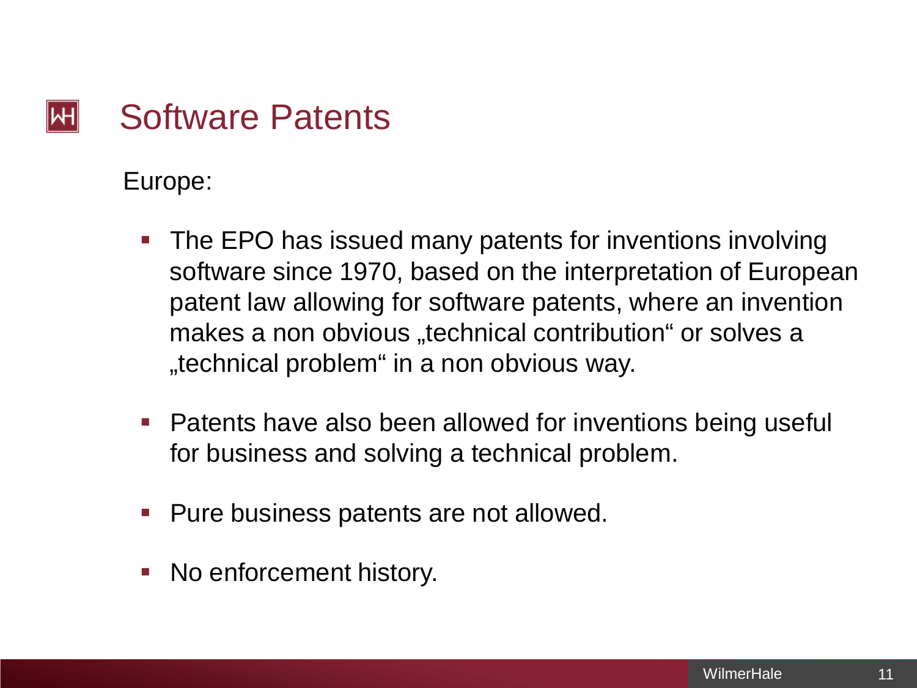# Software Patents

Europe:

- The EPO has issued many patents for inventions involving software since 1970, based on the interpretation of European patent law allowing for software patents, where an invention makes a non obvious „technical contribution“ or solves a „technical problem“ in a non obvious way.
- Patents have also been allowed for inventions being useful for business and solving a technical problem.
- Pure business patents are not allowed.
- No enforcement history.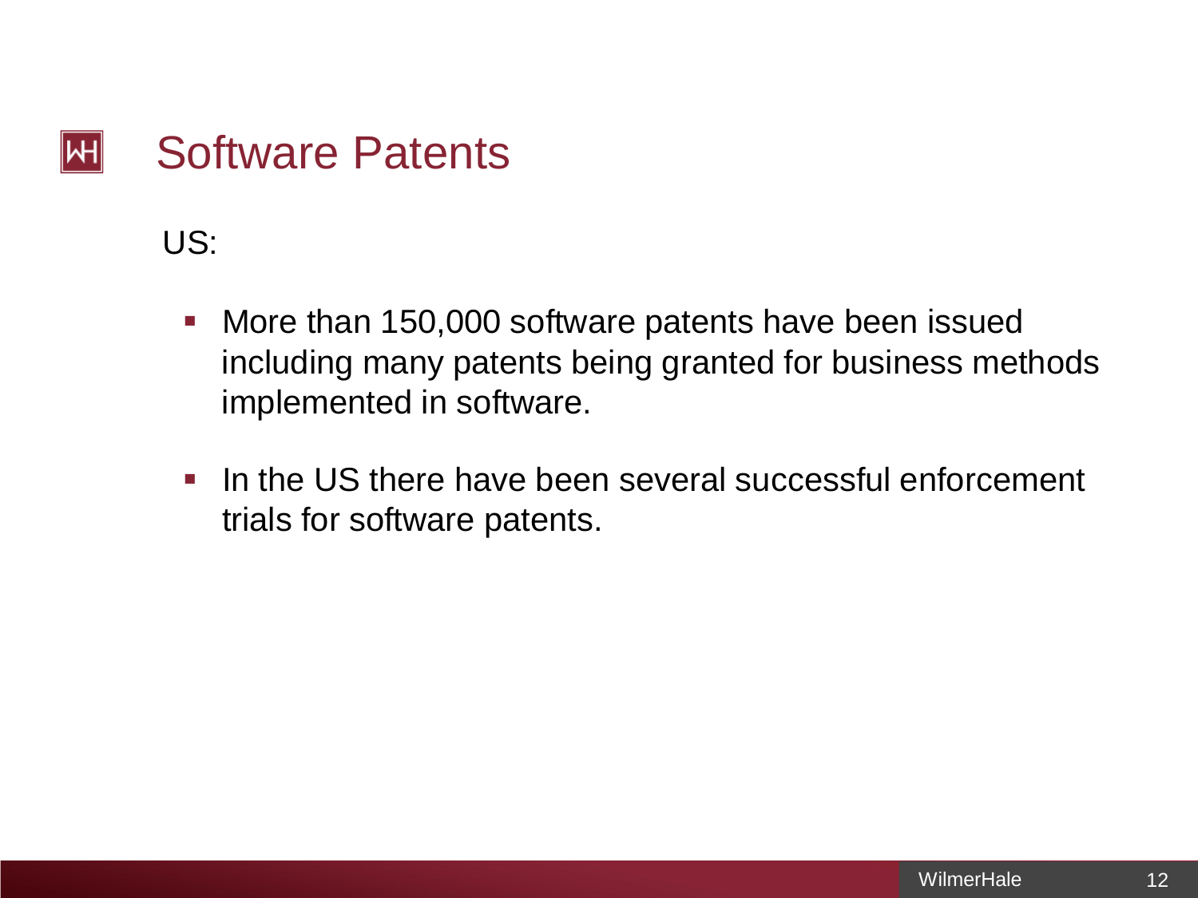# Software Patents

US:

- More than 150,000 software patents have been issued including many patents being granted for business methods implemented in software.

- In the US there have been several successful enforcement trials for software patents.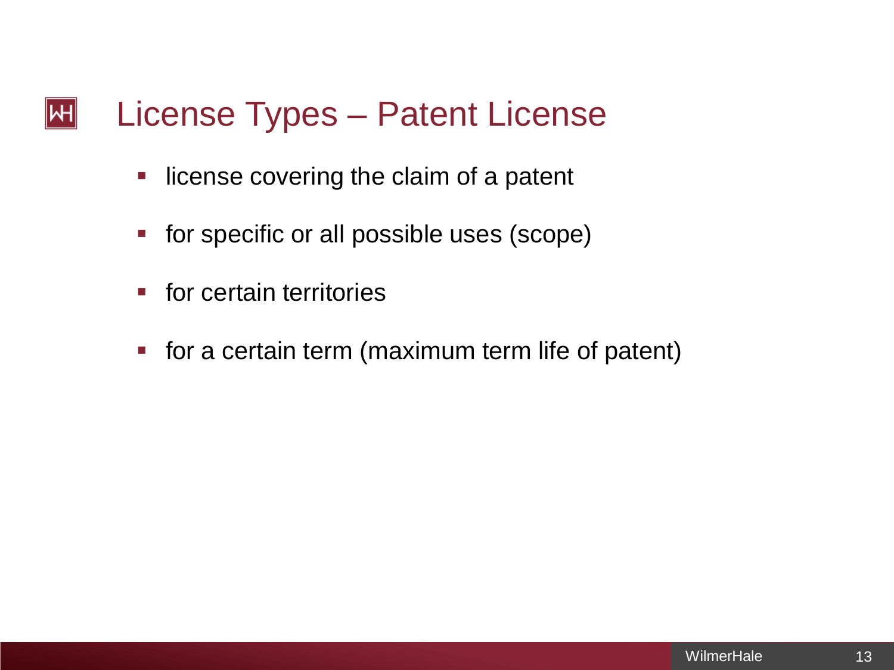# License Types – Patent License

- license covering the claim of a patent
- for specific or all possible uses (scope)
- for certain territories
- for a certain term (maximum term life of patent)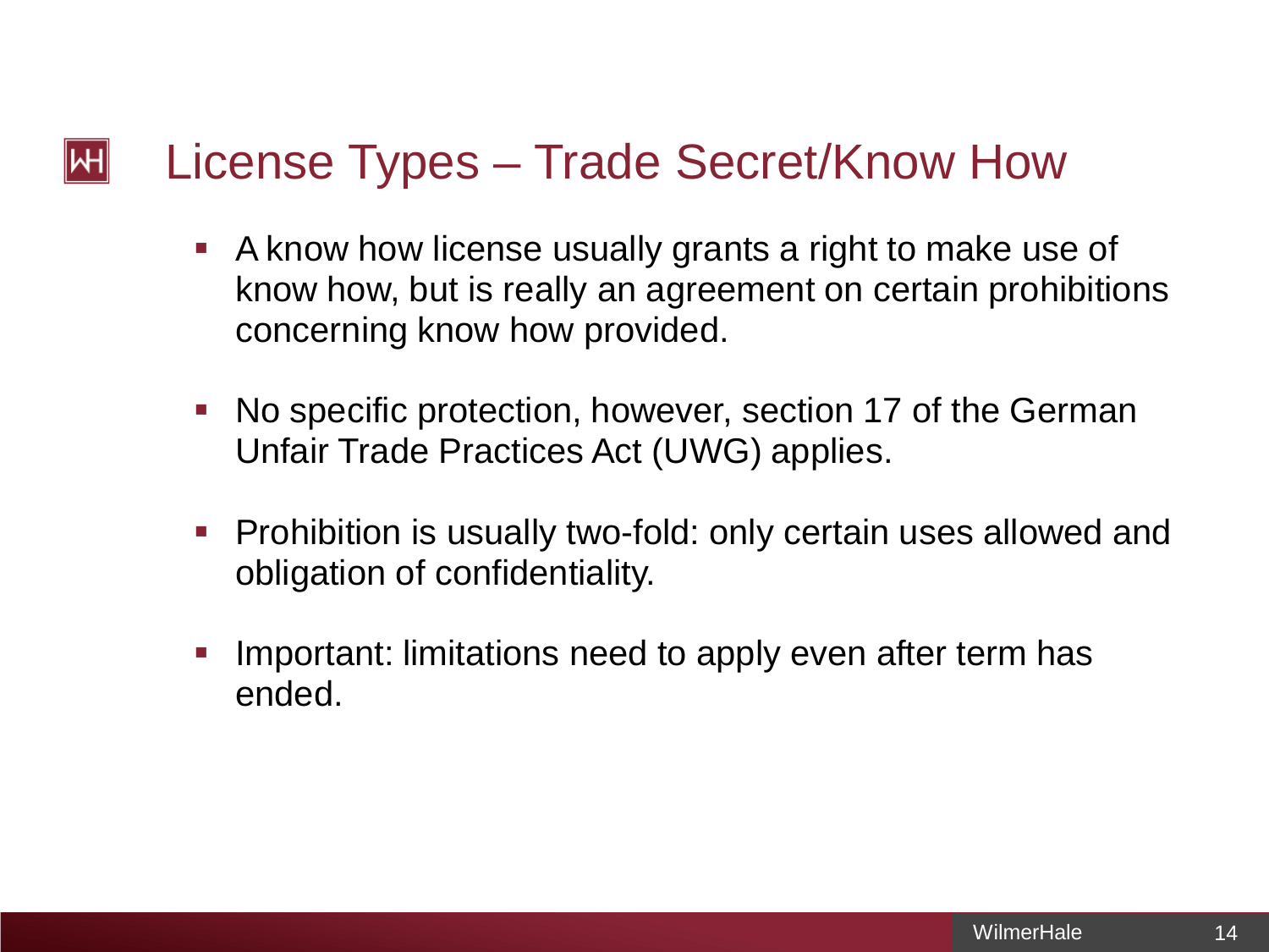# License Types – Trade Secret/Know How

- A know how license usually grants a right to make use of know how, but is really an agreement on certain prohibitions concerning know how provided.
- No specific protection, however, section 17 of the German Unfair Trade Practices Act (UWG) applies.
- Prohibition is usually two-fold: only certain uses allowed and obligation of confidentiality.
- Important: limitations need to apply even after term has ended.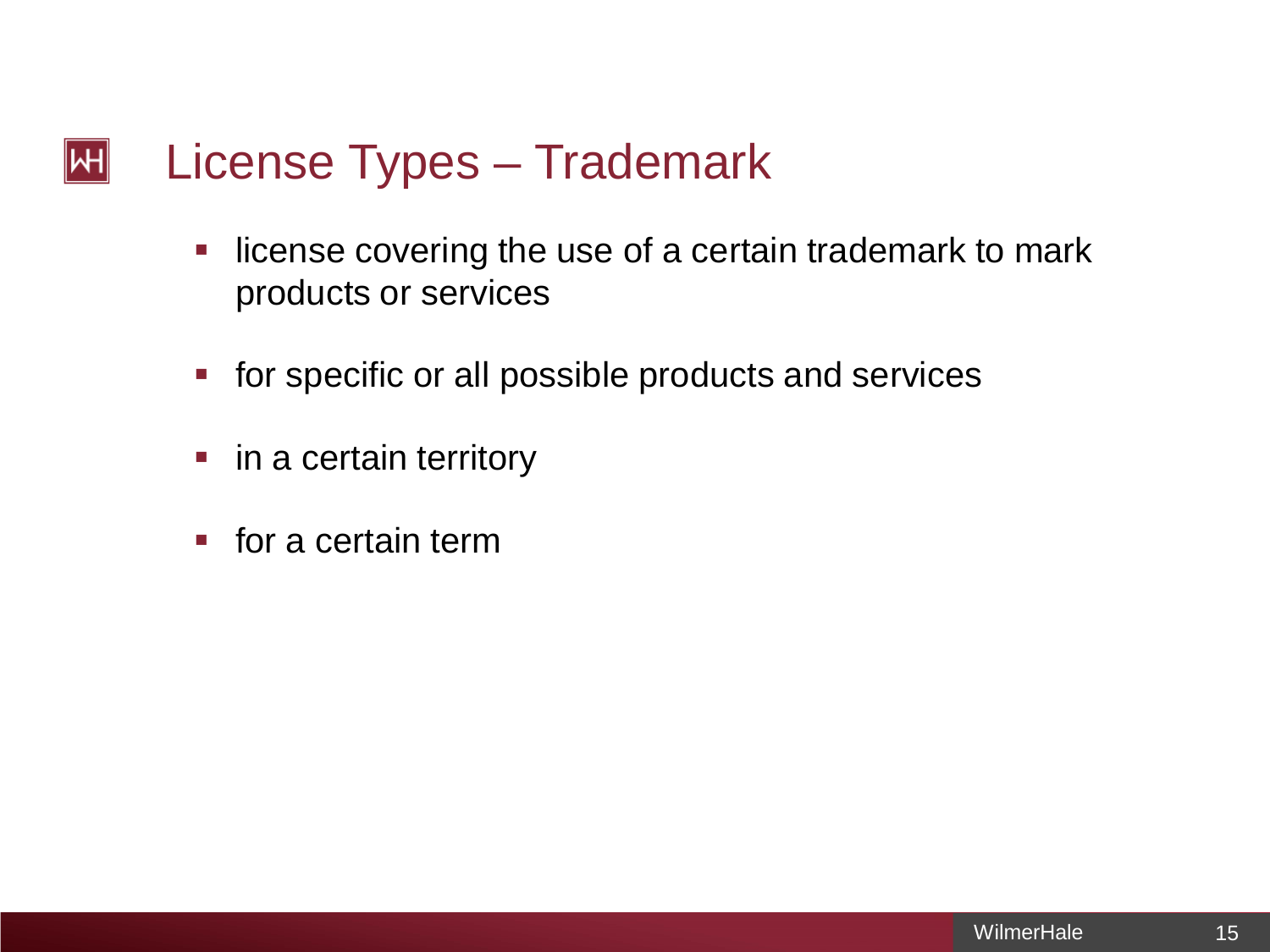# License Types – Trademark

- license covering the use of a certain trademark to mark products or services
- for specific or all possible products and services
- in a certain territory
- for a certain term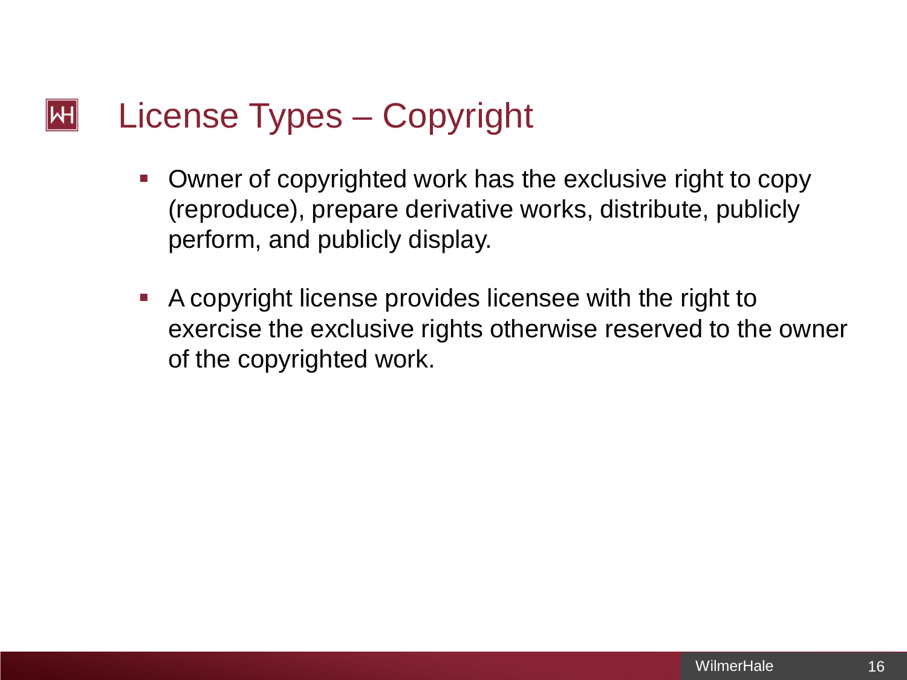# License Types – Copyright

- Owner of copyrighted work has the exclusive right to copy (reproduce), prepare derivative works, distribute, publicly perform, and publicly display.
- A copyright license provides licensee with the right to exercise the exclusive rights otherwise reserved to the owner of the copyrighted work.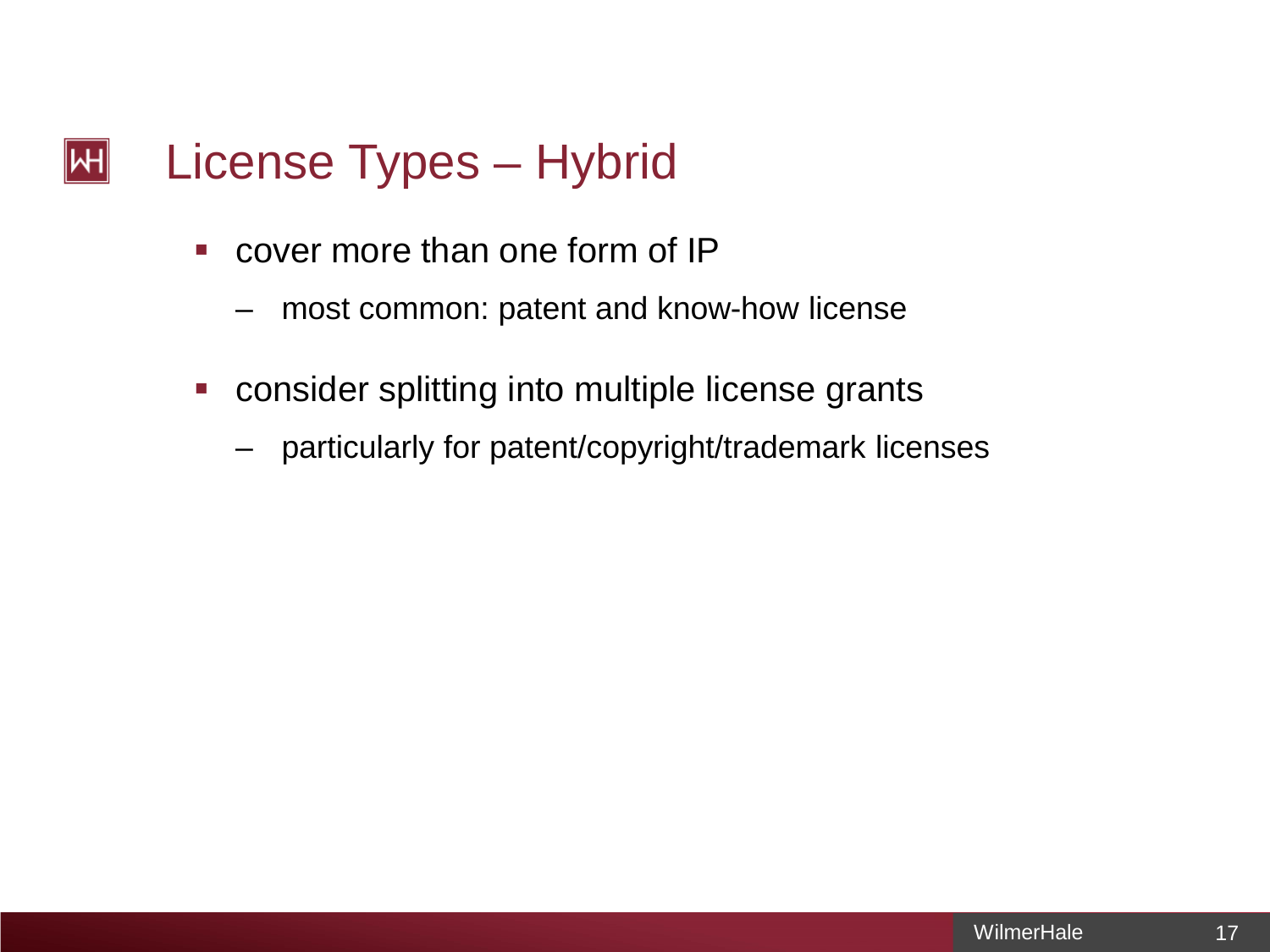# License Types – Hybrid

- cover more than one form of IP
  - most common: patent and know-how license
- consider splitting into multiple license grants
  - particularly for patent/copyright/trademark licenses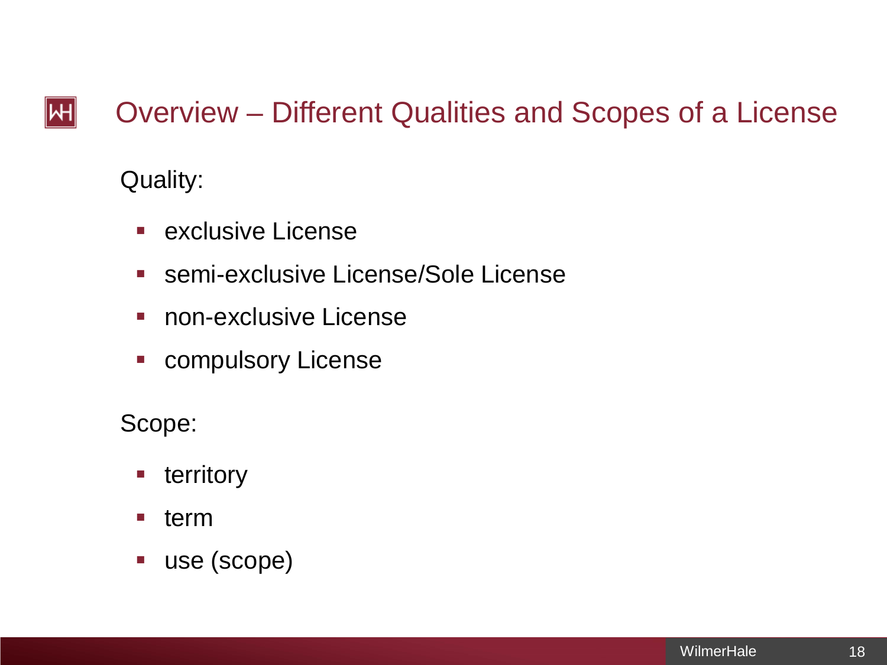# Overview – Different Qualities and Scopes of a License

Quality:

- exclusive License
- semi-exclusive License/Sole License
- non-exclusive License
- compulsory License

Scope:

- territory
- term
- use (scope)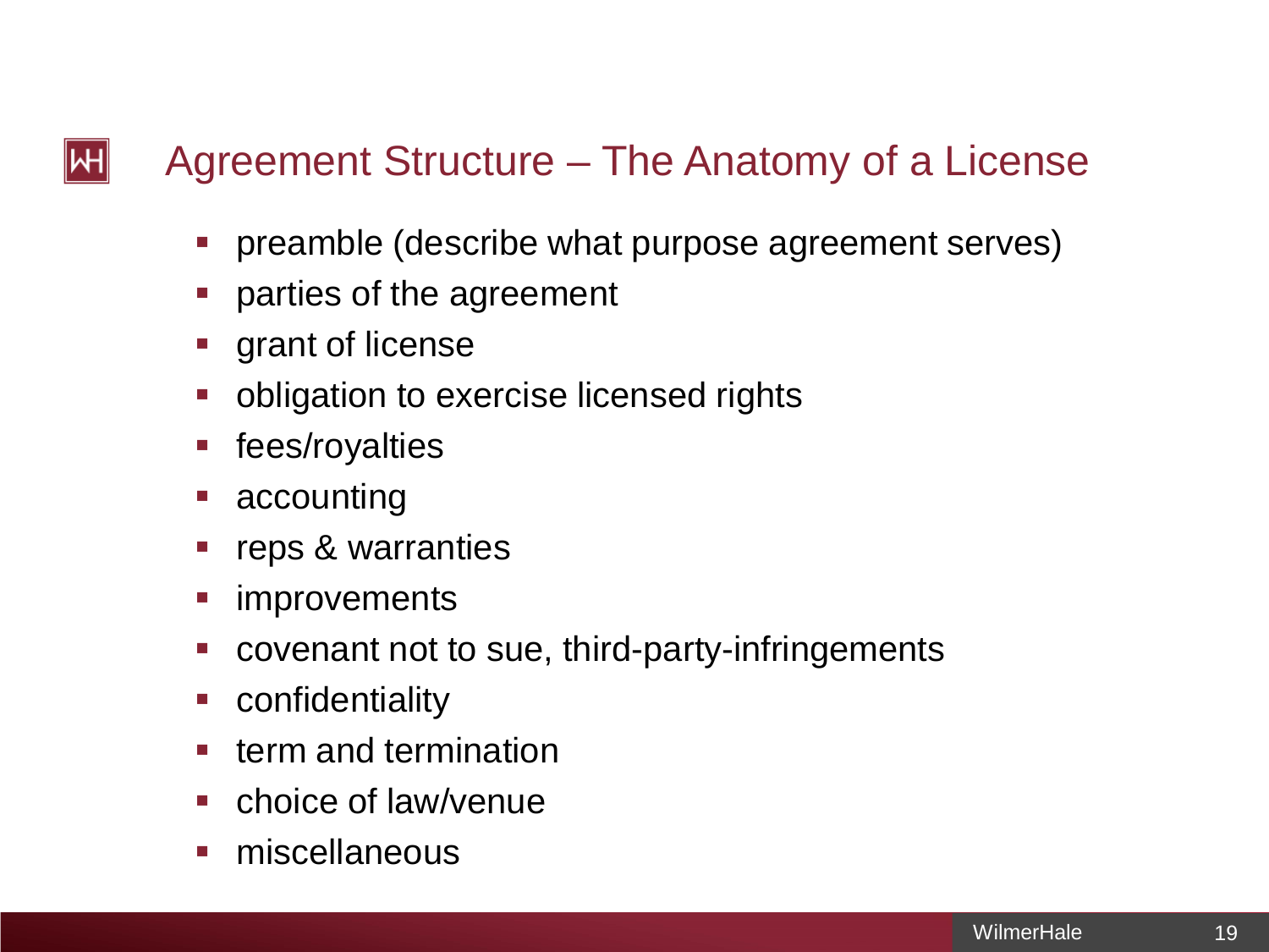# Agreement Structure – The Anatomy of a License

- preamble (describe what purpose agreement serves)
- parties of the agreement
- grant of license
- obligation to exercise licensed rights
- fees/royalties
- accounting
- reps & warranties
- improvements
- covenant not to sue, third-party-infringements
- confidentiality
- term and termination
- choice of law/venue
- miscellaneous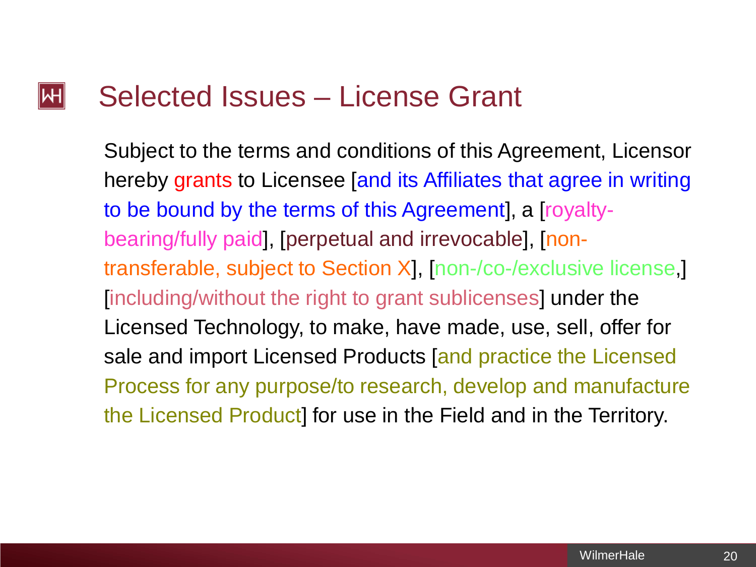# Selected Issues – License Grant

Subject to the terms and conditions of this Agreement, Licensor hereby grants to Licensee [and its Affiliates that agree in writing to be bound by the terms of this Agreement], a [royalty-bearing/fully paid], [perpetual and irrevocable], [non-transferable, subject to Section X], [non-/co-/exclusive license,] [including/without the right to grant sublicenses] under the Licensed Technology, to make, have made, use, sell, offer for sale and import Licensed Products [and practice the Licensed Process for any purpose/to research, develop and manufacture the Licensed Product] for use in the Field and in the Territory.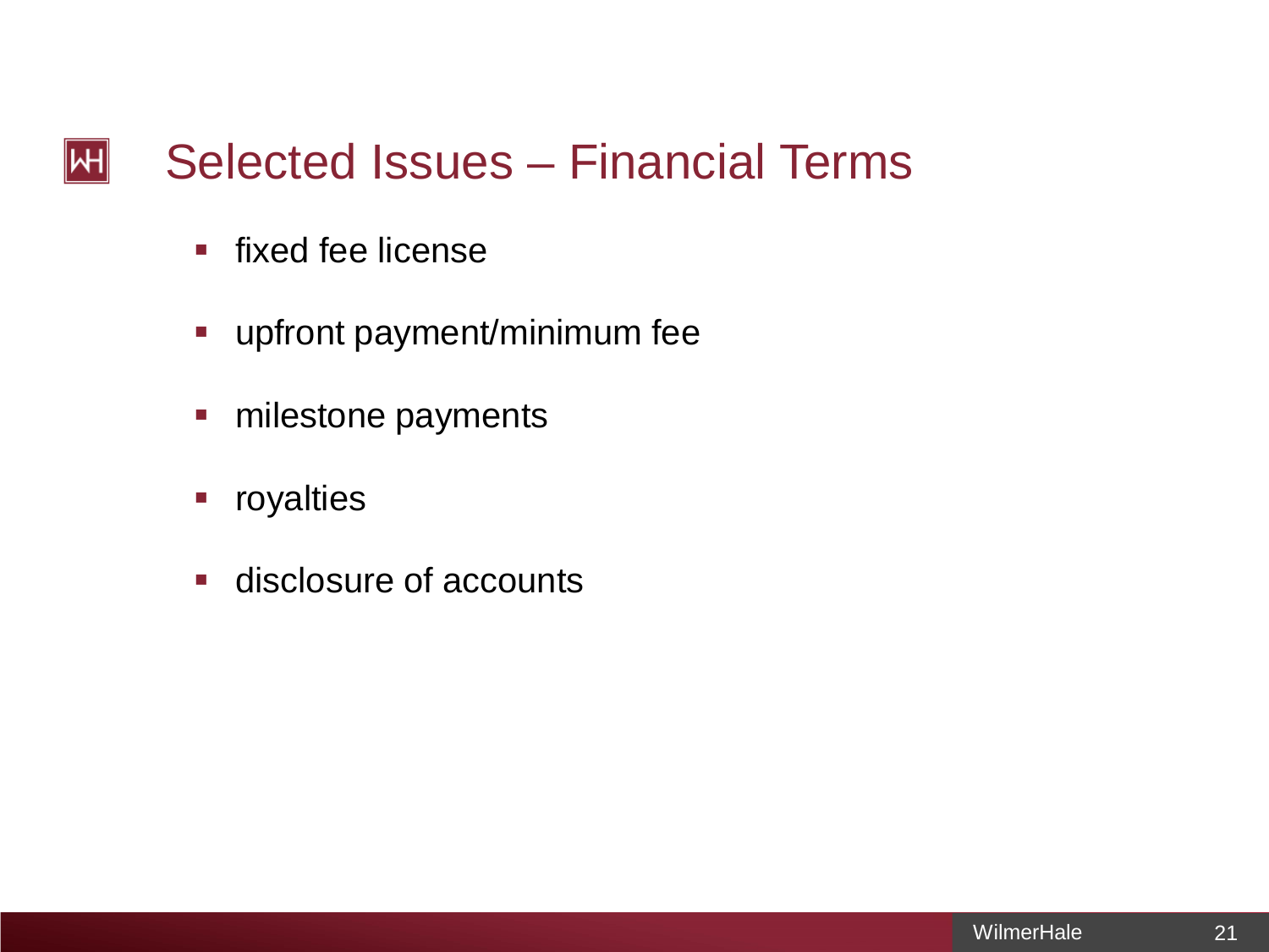# Selected Issues – Financial Terms

- fixed fee license
- upfront payment/minimum fee
- milestone payments
- royalties
- disclosure of accounts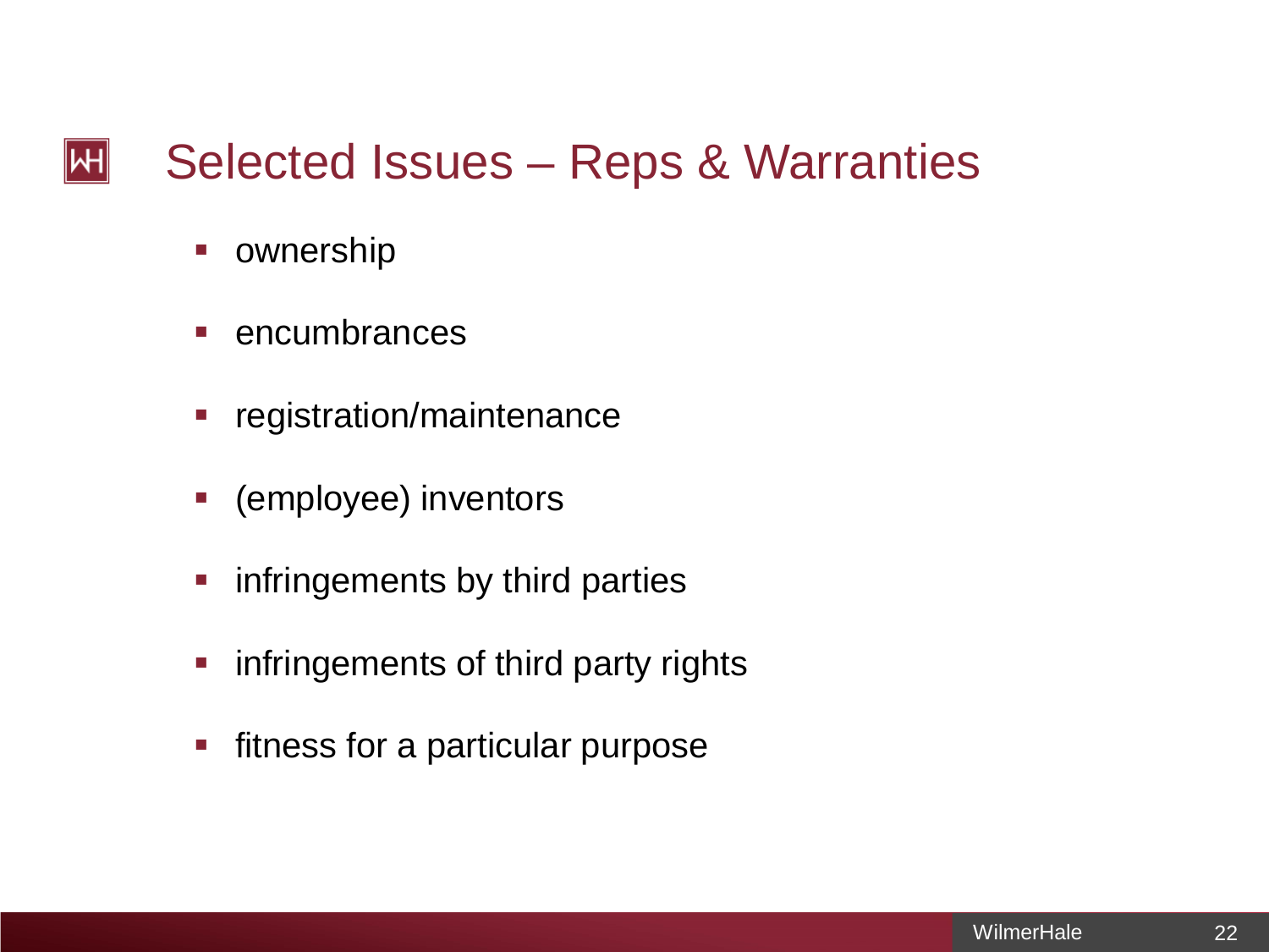# Selected Issues – Reps & Warranties

- ownership
- encumbrances
- registration/maintenance
- (employee) inventors
- infringements by third parties
- infringements of third party rights
- fitness for a particular purpose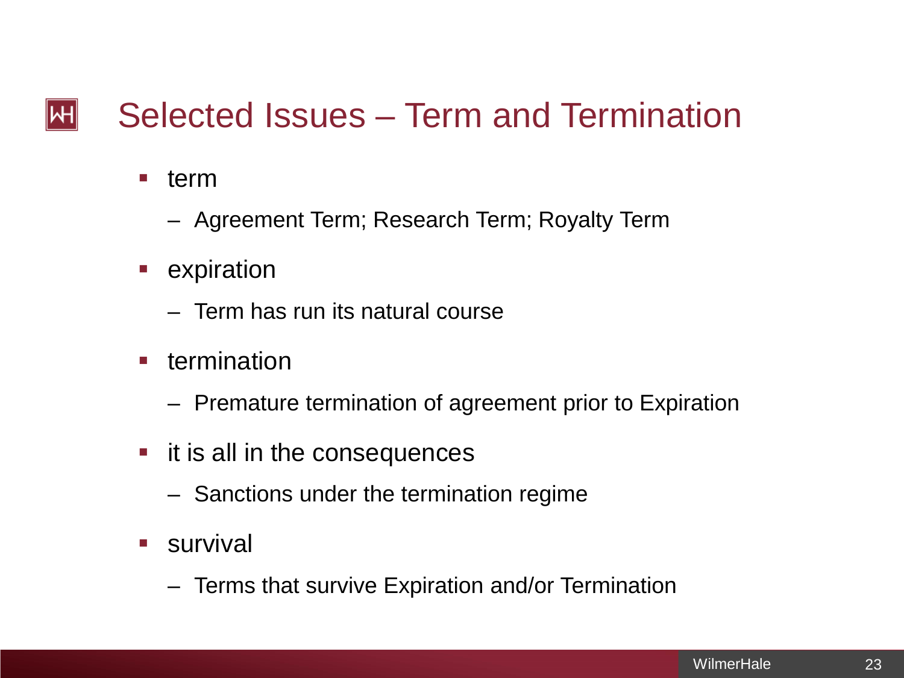# Selected Issues – Term and Termination

- term
  - Agreement Term; Research Term; Royalty Term
- expiration
  - Term has run its natural course
- termination
  - Premature termination of agreement prior to Expiration
- it is all in the consequences
  - Sanctions under the termination regime
- survival
  - Terms that survive Expiration and/or Termination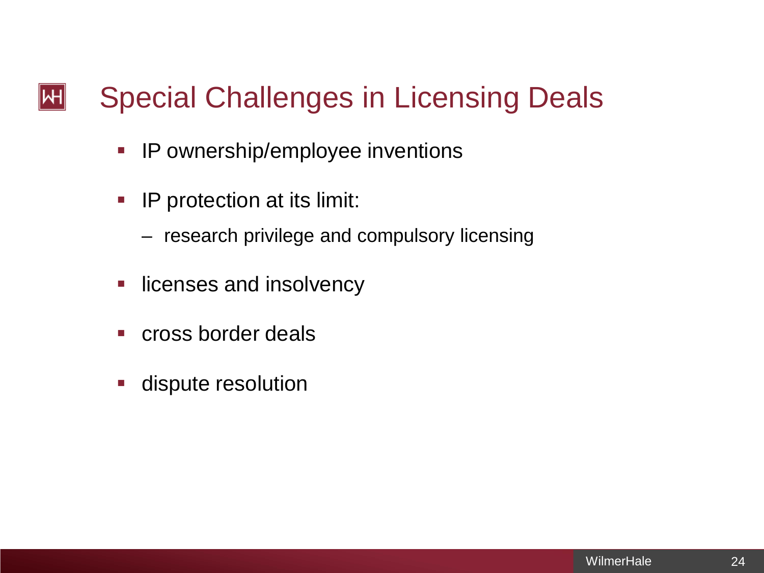# Special Challenges in Licensing Deals

- IP ownership/employee inventions
- IP protection at its limit:
  - research privilege and compulsory licensing
- licenses and insolvency
- cross border deals
- dispute resolution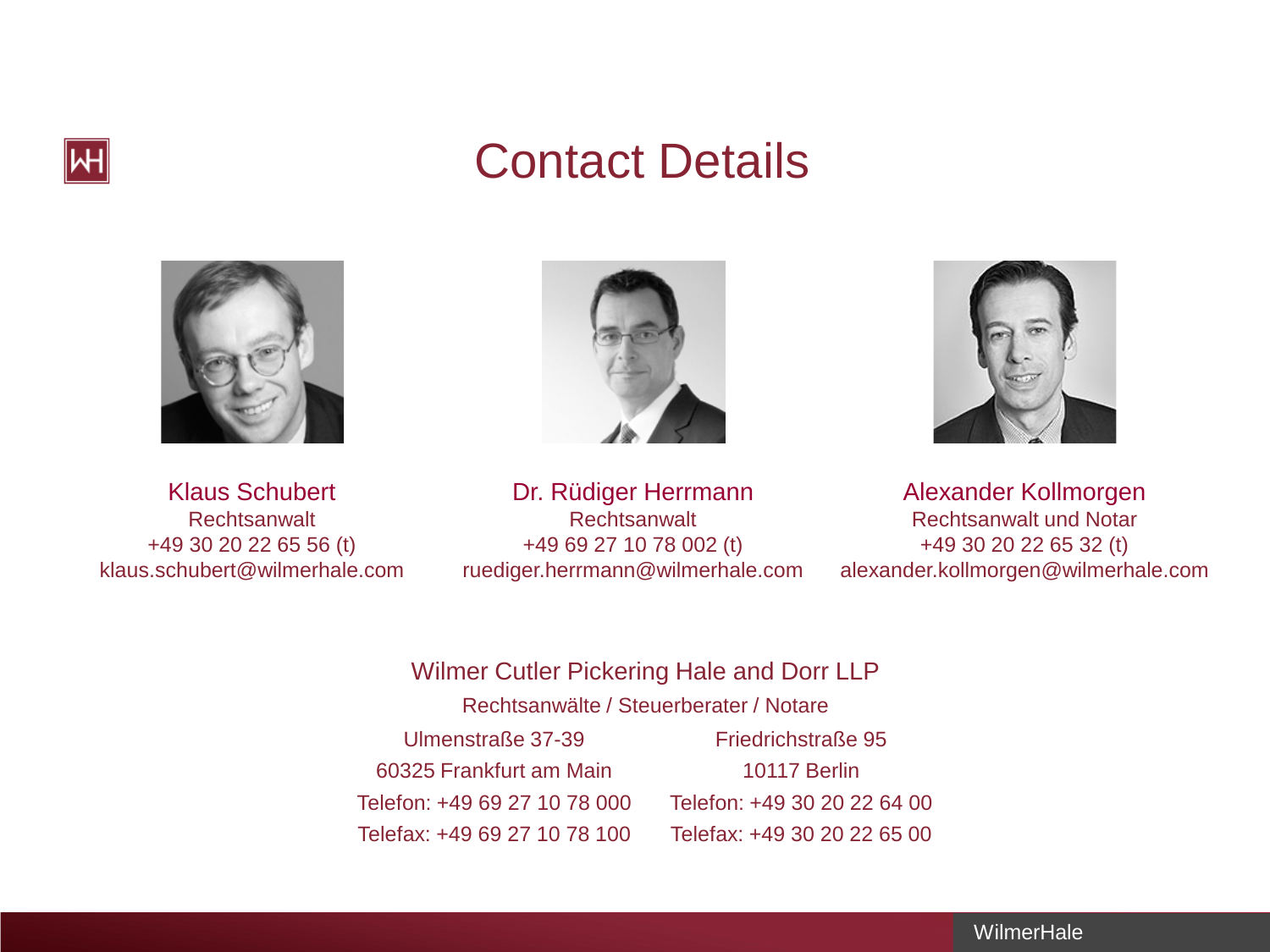# Contact Details

**Klaus Schubert**
Rechtsanwalt
+49 30 20 22 65 56 (t)
klaus.schubert@wilmerhale.com

**Dr. Rüdiger Herrmann**
Rechtsanwalt
+49 69 27 10 78 002 (t)
ruediger.herrmann@wilmerhale.com

**Alexander Kollmorgen**
Rechtsanwalt und Notar
+49 30 20 22 65 32 (t)
alexander.kollmorgen@wilmerhale.com

**Wilmer Cutler Pickering Hale and Dorr LLP**

Rechtsanwälte / Steuerberater / Notare

Ulmenstraße 37-39
60325 Frankfurt am Main
Telefon: +49 69 27 10 78 000
Telefax: +49 69 27 10 78 100

Friedrichstraße 95
10117 Berlin
Telefon: +49 30 20 22 64 00
Telefax: +49 30 20 22 65 00